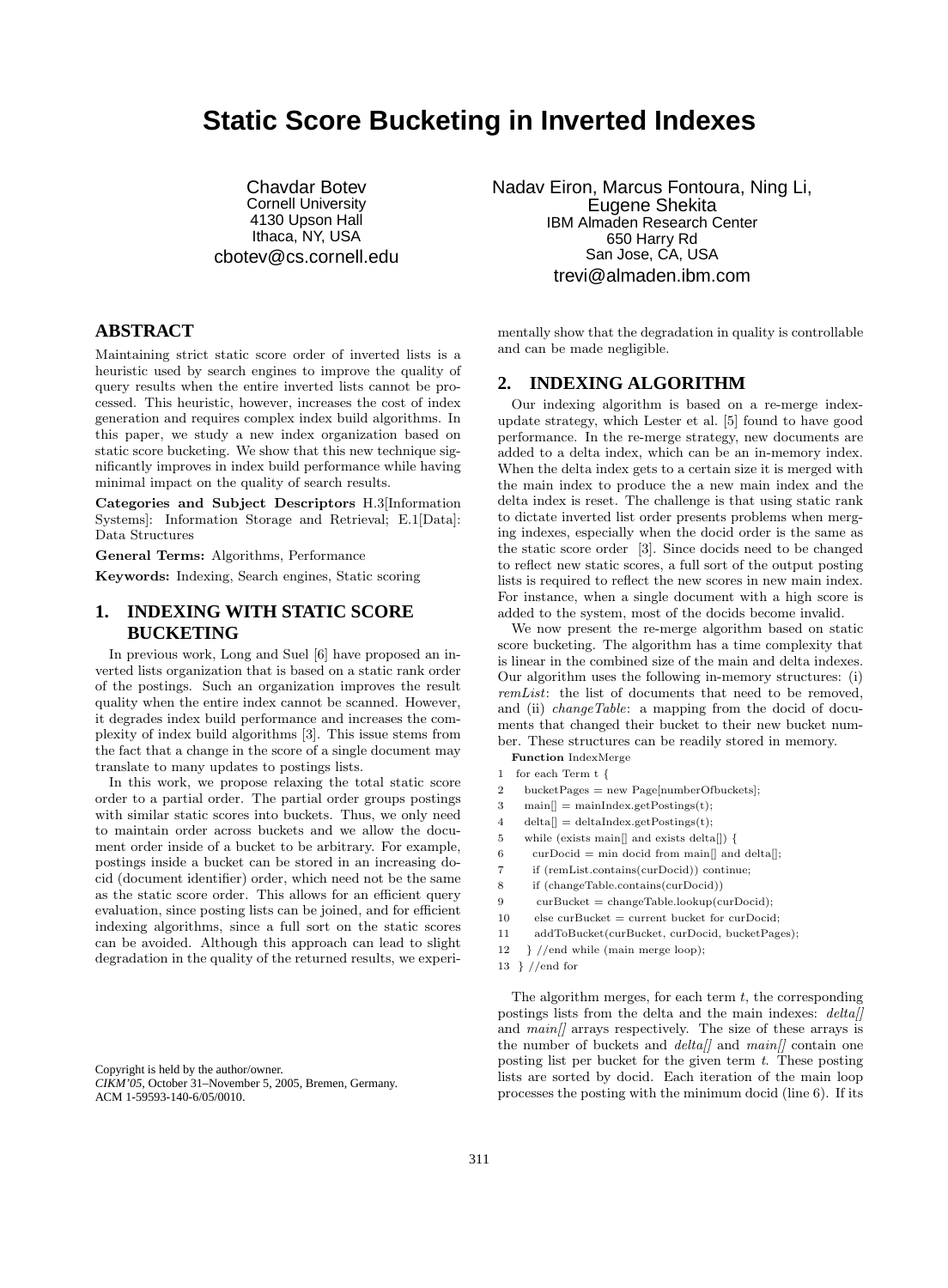# Static Score Bucketing in Inverted Indexes

Chavdar Botev
Cornell University
4130 Upson Hall
Ithaca, NY, USA
cbotev@cs.cornell.edu

Nadav Eiron, Marcus Fontoura, Ning Li, Eugene Shekita
IBM Almaden Research Center
650 Harry Rd
San Jose, CA, USA
trevi@almaden.ibm.com

## ABSTRACT

Maintaining strict static score order of inverted lists is a heuristic used by search engines to improve the quality of query results when the entire inverted lists cannot be processed. This heuristic, however, increases the cost of index generation and requires complex index build algorithms. In this paper, we study a new index organization based on static score bucketing. We show that this new technique significantly improves in index build performance while having minimal impact on the quality of search results.

**Categories and Subject Descriptors** H.3[Information Systems]: Information Storage and Retrieval; E.1[Data]: Data Structures

**General Terms:** Algorithms, Performance

**Keywords:** Indexing, Search engines, Static scoring

## 1. INDEXING WITH STATIC SCORE BUCKETING

In previous work, Long and Suel [6] have proposed an inverted lists organization that is based on a static rank order of the postings. Such an organization improves the result quality when the entire index cannot be scanned. However, it degrades index build performance and increases the complexity of index build algorithms [3]. This issue stems from the fact that a change in the score of a single document may translate to many updates to postings lists.

In this work, we propose relaxing the total static score order to a partial order. The partial order groups postings with similar static scores into buckets. Thus, we only need to maintain order across buckets and we allow the document order inside of a bucket to be arbitrary. For example, postings inside a bucket can be stored in an increasing docid (document identifier) order, which need not be the same as the static score order. This allows for an efficient query evaluation, since posting lists can be joined, and for efficient indexing algorithms, since a full sort on the static scores can be avoided. Although this approach can lead to slight degradation in the quality of the returned results, we experimentally show that the degradation in quality is controllable and can be made negligible.

Copyright is held by the author/owner.
*CIKM'05*, October 31–November 5, 2005, Bremen, Germany.
ACM 1-59593-140-6/05/0010.

## 2. INDEXING ALGORITHM

Our indexing algorithm is based on a re-merge index-update strategy, which Lester et al. [5] found to have good performance. In the re-merge strategy, new documents are added to a delta index, which can be an in-memory index. When the delta index gets to a certain size it is merged with the main index to produce the a new main index and the delta index is reset. The challenge is that using static rank to dictate inverted list order presents problems when merging indexes, especially when the docid order is the same as the static score order [3]. Since docids need to be changed to reflect new static scores, a full sort of the output posting lists is required to reflect the new scores in new main index. For instance, when a single document with a high score is added to the system, most of the docids become invalid.

We now present the re-merge algorithm based on static score bucketing. The algorithm has a time complexity that is linear in the combined size of the main and delta indexes. Our algorithm uses the following in-memory structures: (i) *remList*: the list of documents that need to be removed, and (ii) *changeTable*: a mapping from the docid of documents that changed their bucket to their new bucket number. These structures can be readily stored in memory.

```
Function IndexMerge
1  for each Term t {
2    bucketPages = new Page[numberOfbuckets];
3    main[] = mainIndex.getPostings(t);
4    delta[] = deltaIndex.getPostings(t);
5    while (exists main[] and exists delta[]) {
6      curDocid = min docid from main[] and delta[];
7      if (remList.contains(curDocid)) continue;
8      if (changeTable.contains(curDocid))
9        curBucket = changeTable.lookup(curDocid);
10     else curBucket = current bucket for curDocid;
11     addToBucket(curBucket, curDocid, bucketPages);
12   } //end while (main merge loop);
13 } //end for
```

The algorithm merges, for each term $t$, the corresponding postings lists from the delta and the main indexes: *delta[]* and *main[]* arrays respectively. The size of these arrays is the number of buckets and *delta[]* and *main[]* contain one posting list per bucket for the given term $t$. These posting lists are sorted by docid. Each iteration of the main loop processes the posting with the minimum docid (line 6). If its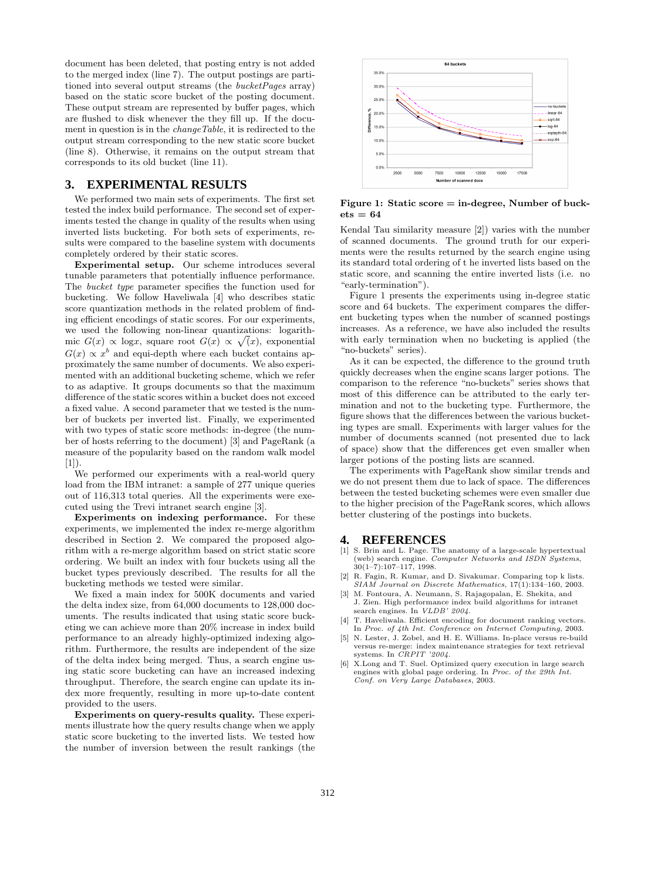document has been deleted, that posting entry is not added to the merged index (line 7). The output postings are partitioned into several output streams (the *bucketPages* array) based on the static score bucket of the posting document. These output stream are represented by buffer pages, which are flushed to disk whenever the they fill up. If the document in question is in the *changeTable*, it is redirected to the output stream corresponding to the new static score bucket (line 8). Otherwise, it remains on the output stream that corresponds to its old bucket (line 11).

## 3. EXPERIMENTAL RESULTS

We performed two main sets of experiments. The first set tested the index build performance. The second set of experiments tested the change in quality of the results when using inverted lists bucketing. For both sets of experiments, results were compared to the baseline system with documents completely ordered by their static scores.

**Experimental setup.** Our scheme introduces several tunable parameters that potentially influence performance. The *bucket type* parameter specifies the function used for bucketing. We follow Haveliwala [4] who describes static score quantization methods in the related problem of finding efficient encodings of static scores. For our experiments, we used the following non-linear quantizations: logarithmic $G(x) \propto \log x$, square root $G(x) \propto \sqrt(x)$, exponential $G(x) \propto x^b$ and equi-depth where each bucket contains approximately the same number of documents. We also experimented with an additional bucketing scheme, which we refer to as adaptive. It groups documents so that the maximum difference of the static scores within a bucket does not exceed a fixed value. A second parameter that we tested is the number of buckets per inverted list. Finally, we experimented with two types of static score methods: in-degree (the number of hosts referring to the document) [3] and PageRank (a measure of the popularity based on the random walk model [1]).

We performed our experiments with a real-world query load from the IBM intranet: a sample of 277 unique queries out of 116,313 total queries. All the experiments were executed using the Trevi intranet search engine [3].

**Experiments on indexing performance.** For these experiments, we implemented the index re-merge algorithm described in Section 2. We compared the proposed algorithm with a re-merge algorithm based on strict static score ordering. We built an index with four buckets using all the bucket types previously described. The results for all the bucketing methods we tested were similar.

We fixed a main index for 500K documents and varied the delta index size, from 64,000 documents to 128,000 documents. The results indicated that using static score bucketing we can achieve more than 20% increase in index build performance to an already highly-optimized indexing algorithm. Furthermore, the results are independent of the size of the delta index being merged. Thus, a search engine using static score bucketing can have an increased indexing throughput. Therefore, the search engine can update its index more frequently, resulting in more up-to-date content provided to the users.

**Experiments on query-results quality.** These experiments illustrate how the query results change when we apply static score bucketing to the inverted lists. We tested how the number of inversion between the result rankings (the Kendal Tau similarity measure [2]) varies with the number of scanned documents. The ground truth for our experiments were the results returned by the search engine using its standard total ordering of t he inverted lists based on the static score, and scanning the entire inverted lists (i.e. no "early-termination").

64 buckets

Difference, %

35.0%
30.0%
25.0%
20.0%
15.0%
10.0%
5.0%
0.0%

2500 5000 7500 10000 12500 15000 17500

Number of scanned docs

no-buckets
linear-64
sqrt-64
log-64
eqdepth-64
exp-64

**Figure 1: Static score = in-degree, Number of buckets = 64**

Figure 1 presents the experiments using in-degree static score and 64 buckets. The experiment compares the different bucketing types when the number of scanned postings increases. As a reference, we have also included the results with early termination when no bucketing is applied (the "no-buckets" series).

As it can be expected, the difference to the ground truth quickly decreases when the engine scans larger potions. The comparison to the reference "no-buckets" series shows that most of this difference can be attributed to the early termination and not to the bucketing type. Furthermore, the figure shows that the differences between the various bucketing types are small. Experiments with larger values for the number of documents scanned (not presented due to lack of space) show that the differences get even smaller when larger potions of the posting lists are scanned.

The experiments with PageRank show similar trends and we do not present them due to lack of space. The differences between the tested bucketing schemes were even smaller due to the higher precision of the PageRank scores, which allows better clustering of the postings into buckets.

## 4. REFERENCES

[1] S. Brin and L. Page. The anatomy of a large-scale hypertextual (web) search engine. *Computer Networks and ISDN Systems*, 30(1–7):107–117, 1998.

[2] R. Fagin, R. Kumar, and D. Sivakumar. Comparing top k lists. *SIAM Journal on Discrete Mathematics*, 17(1):134–160, 2003.

[3] M. Fontoura, A. Neumann, S. Rajagopalan, E. Shekita, and J. Zien. High performance index build algorithms for intranet search engines. In *VLDB' 2004*.

[4] T. Haveliwala. Efficient encoding for document ranking vectors. In *Proc. of 4th Int. Conference on Internet Computing*, 2003.

[5] N. Lester, J. Zobel, and H. E. Williams. In-place versus re-build versus re-merge: index maintenance strategies for text retrieval systems. In *CRPIT '2004*.

[6] X.Long and T. Suel. Optimized query execution in large search engines with global page ordering. In *Proc. of the 29th Int. Conf. on Very Large Databases*, 2003.